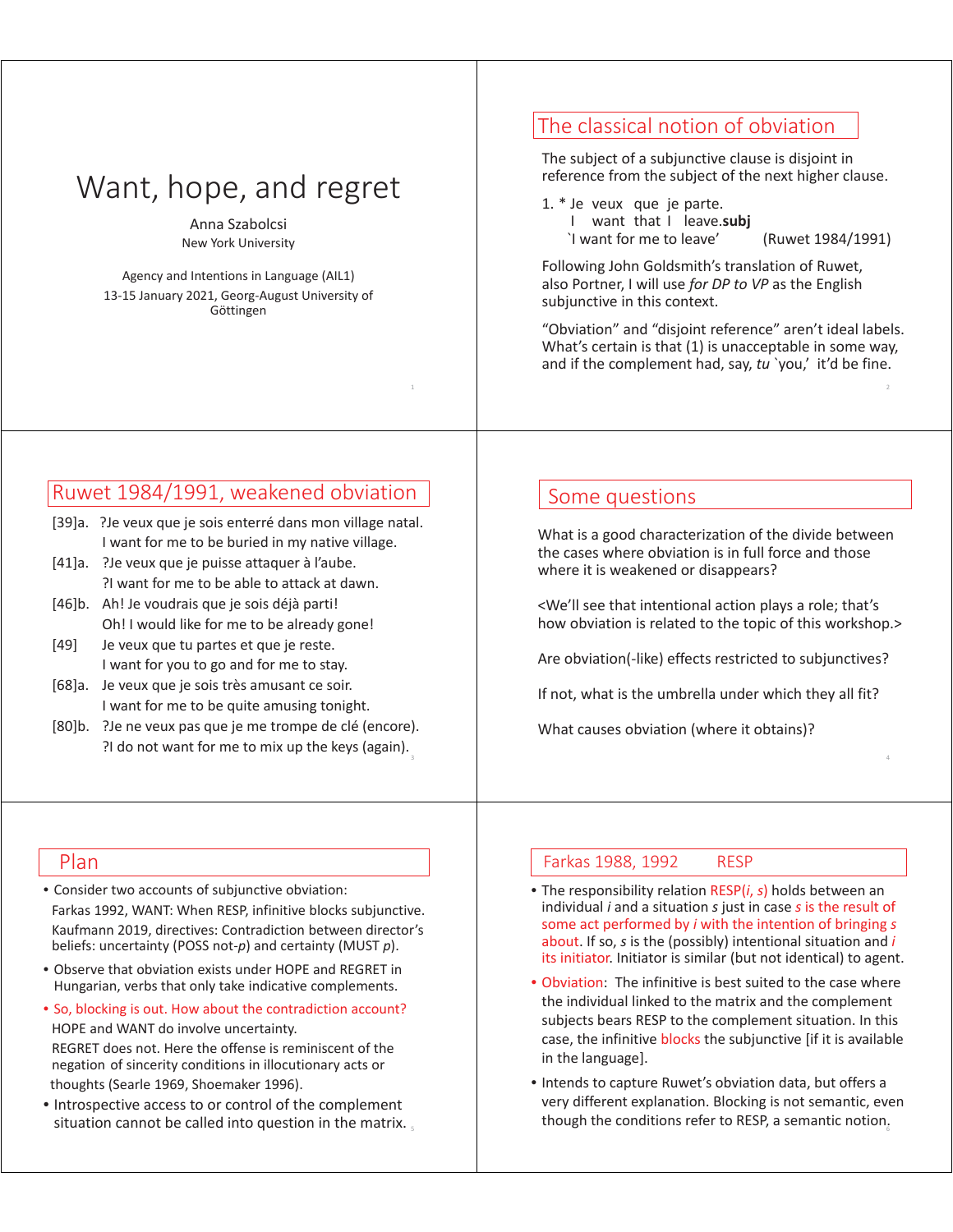# Want, hope, and regret

Anna Szabolcsi
New York University

Agency and Intentions in Language (AIL1)
13-15 January 2021, Georg-August University of Göttingen

## The classical notion of obviation

The subject of a subjunctive clause is disjoint in reference from the subject of the next higher clause.

1. \* Je veux que je parte.
   I want that I leave.**subj**
   `I want for me to leave' (Ruwet 1984/1991)

Following John Goldsmith's translation of Ruwet, also Portner, I will use *for DP to VP* as the English subjunctive in this context.

"Obviation" and "disjoint reference" aren't ideal labels. What's certain is that (1) is unacceptable in some way, and if the complement had, say, *tu* `you,' it'd be fine.

## Ruwet 1984/1991, weakened obviation

[39]a. ?Je veux que je sois enterré dans mon village natal.
I want for me to be buried in my native village.

[41]a. ?Je veux que je puisse attaquer à l'aube.
?I want for me to be able to attack at dawn.

[46]b. Ah! Je voudrais que je sois déjà parti!
Oh! I would like for me to be already gone!

[49] Je veux que tu partes et que je reste.
I want for you to go and for me to stay.

[68]a. Je veux que je sois très amusant ce soir.
I want for me to be quite amusing tonight.

[80]b. ?Je ne veux pas que je me trompe de clé (encore).
?I do not want for me to mix up the keys (again).

## Some questions

What is a good characterization of the divide between the cases where obviation is in full force and those where it is weakened or disappears?

<We'll see that intentional action plays a role; that's how obviation is related to the topic of this workshop.>

Are obviation(-like) effects restricted to subjunctives?

If not, what is the umbrella under which they all fit?

What causes obviation (where it obtains)?

## Plan

- Consider two accounts of subjunctive obviation:
  Farkas 1992, WANT: When RESP, infinitive blocks subjunctive.
  Kaufmann 2019, directives: Contradiction between director's beliefs: uncertainty (POSS not-*p*) and certainty (MUST *p*).
- Observe that obviation exists under HOPE and REGRET in Hungarian, verbs that only take indicative complements.
- So, blocking is out. How about the contradiction account?
  HOPE and WANT do involve uncertainty.
  REGRET does not. Here the offense is reminiscent of the negation of sincerity conditions in illocutionary acts or thoughts (Searle 1969, Shoemaker 1996).
- Introspective access to or control of the complement situation cannot be called into question in the matrix.

## Farkas 1988, 1992 RESP

- The responsibility relation RESP(*i*, *s*) holds between an individual *i* and a situation *s* just in case *s* is the result of some act performed by *i* with the intention of bringing *s* about. If so, *s* is the (possibly) intentional situation and *i* its initiator. Initiator is similar (but not identical) to agent.
- Obviation: The infinitive is best suited to the case where the individual linked to the matrix and the complement subjects bears RESP to the complement situation. In this case, the infinitive blocks the subjunctive [if it is available in the language].
- Intends to capture Ruwet's obviation data, but offers a very different explanation. Blocking is not semantic, even though the conditions refer to RESP, a semantic notion.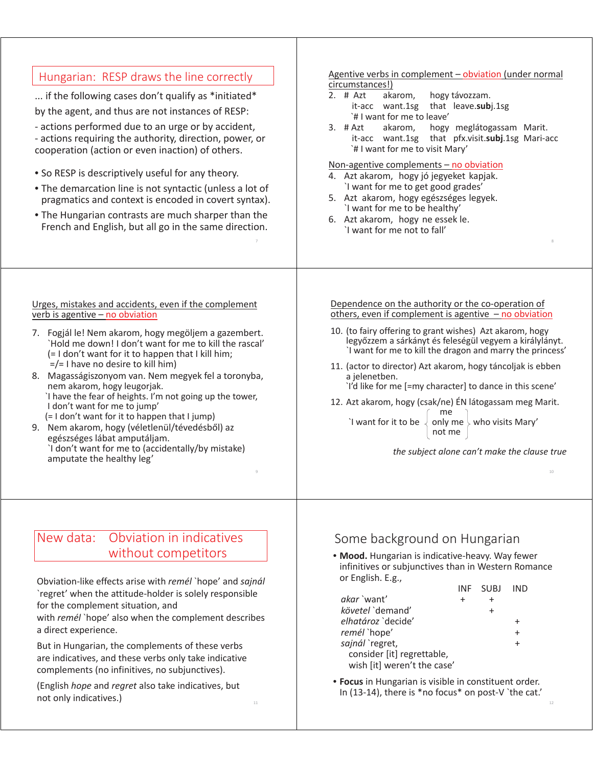## Hungarian: RESP draws the line correctly

... if the following cases don't qualify as *initiated* by the agent, and thus are not instances of RESP:

- actions performed due to an urge or by accident,
- actions requiring the authority, direction, power, or cooperation (action or even inaction) of others.

- So RESP is descriptively useful for any theory.
- The demarcation line is not syntactic (unless a lot of pragmatics and context is encoded in covert syntax).
- The Hungarian contrasts are much sharper than the French and English, but all go in the same direction.

Agentive verbs in complement – obviation (under normal circumstances!)

2. # Azt akarom, hogy távozzam.
   it-acc want.1sg that leave.**subj**.1sg
   `# I want for me to leave'
3. # Azt akarom, hogy meglátogassam Marit.
   it-acc want.1sg that pfx.visit.**subj**.1sg Mari-acc
   `# I want for me to visit Mary'

Non-agentive complements – no obviation

4. Azt akarom, hogy jó jegyeket kapjak.
   `I want for me to get good grades'
5. Azt akarom, hogy egészséges legyek.
   `I want for me to be healthy'
6. Azt akarom, hogy ne essek le.
   `I want for me not to fall'

Urges, mistakes and accidents, even if the complement verb is agentive – no obviation

7. Fogjál le! Nem akarom, hogy megöljem a gazembert.
   `Hold me down! I don't want for me to kill the rascal'
   (= I don't want for it to happen that I kill him;
   =/= I have no desire to kill him)
8. Magasságiszonyom van. Nem megyek fel a toronyba, nem akarom, hogy leugorjak.
   `I have the fear of heights. I'm not going up the tower, I don't want for me to jump'
   (= I don't want for it to happen that I jump)
9. Nem akarom, hogy (véletlenül/tévedésből) az egészséges lábat amputáljam.
   `I don't want for me to (accidentally/by mistake) amputate the healthy leg'

Dependence on the authority or the co-operation of others, even if complement is agentive – no obviation

10. (to fairy offering to grant wishes) Azt akarom, hogy legyőzzem a sárkányt és feleségül vegyem a királylányt.
    `I want for me to kill the dragon and marry the princess'
11. (actor to director) Azt akarom, hogy táncoljak is ebben a jelenetben.
    `I'd like for me [=my character] to dance in this scene'
12. Azt akarom, hogy (csak/ne) ÉN látogassam meg Marit.
    `I want for it to be {me / only me / not me} who visits Mary'

*the subject alone can't make the clause true*

## New data: Obviation in indicatives without competitors

Obviation-like effects arise with *remél* `hope' and *sajnál* `regret' when the attitude-holder is solely responsible for the complement situation, and with *remél* `hope' also when the complement describes a direct experience.

But in Hungarian, the complements of these verbs are indicatives, and these verbs only take indicative complements (no infinitives, no subjunctives).

(English *hope* and *regret* also take indicatives, but not only indicatives.)

## Some background on Hungarian

- **Mood.** Hungarian is indicative-heavy. Way fewer infinitives or subjunctives than in Western Romance or English. E.g.,

| | INF | SUBJ | IND |
|---|---|---|---|
| *akar* `want' | + | + | |
| *követel* `demand' | | + | |
| *elhatároz* `decide' | | | + |
| *remél* `hope' | | | + |
| *sajnál* `regret, consider [it] regrettable, wish [it] weren't the case' | | | + |

- **Focus** in Hungarian is visible in constituent order. In (13-14), there is *no focus* on post-V `the cat.'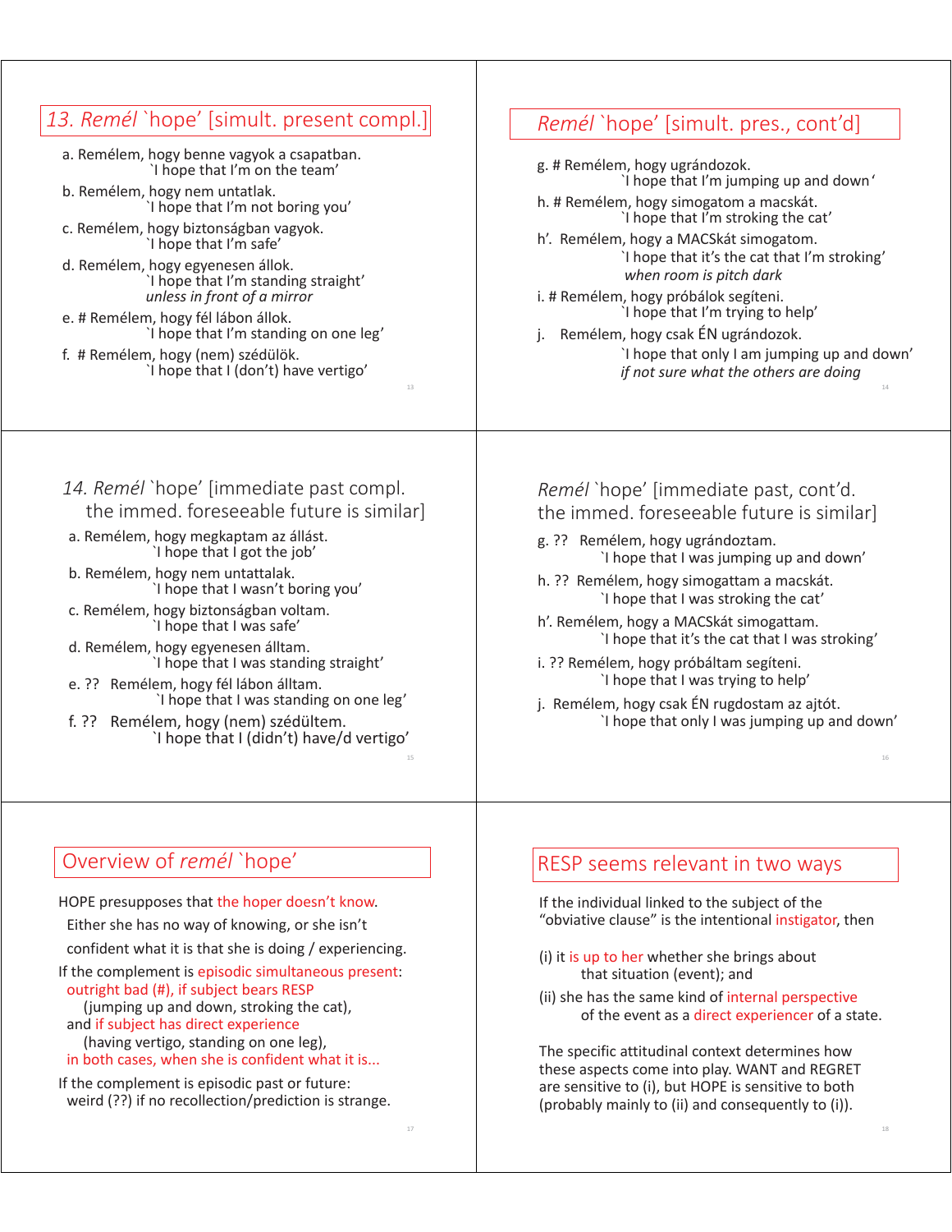## 13. *Remél* `hope' [simult. present compl.]

a. Remélem, hogy benne vagyok a csapatban.
`I hope that I'm on the team'

b. Remélem, hogy nem untatlak.
`I hope that I'm not boring you'

c. Remélem, hogy biztonságban vagyok.
`I hope that I'm safe'

d. Remélem, hogy egyenesen állok.
`I hope that I'm standing straight'
*unless in front of a mirror*

e. # Remélem, hogy fél lábon állok.
`I hope that I'm standing on one leg'

f. # Remélem, hogy (nem) szédülök.
`I hope that I (don't) have vertigo'

## *Remél* `hope' [simult. pres., cont'd]

g. # Remélem, hogy ugrándozok.
`I hope that I'm jumping up and down'

h. # Remélem, hogy simogatom a macskát.
`I hope that I'm stroking the cat'

h'. Remélem, hogy a MACSkát simogatom.
`I hope that it's the cat that I'm stroking'
*when room is pitch dark*

i. # Remélem, hogy próbálok segíteni.
`I hope that I'm trying to help'

j. Remélem, hogy csak ÉN ugrándozok.
`I hope that only I am jumping up and down'
*if not sure what the others are doing*

## 14. *Remél* `hope' [immediate past compl. the immed. foreseeable future is similar]

a. Remélem, hogy megkaptam az állást.
`I hope that I got the job'

b. Remélem, hogy nem untattalak.
`I hope that I wasn't boring you'

c. Remélem, hogy biztonságban voltam.
`I hope that I was safe'

d. Remélem, hogy egyenesen álltam.
`I hope that I was standing straight'

e. ?? Remélem, hogy fél lábon álltam.
`I hope that I was standing on one leg'

f. ?? Remélem, hogy (nem) szédültem.
`I hope that I (didn't) have/d vertigo'

## *Remél* `hope' [immediate past, cont'd. the immed. foreseeable future is similar]

g. ?? Remélem, hogy ugrándoztam.
`I hope that I was jumping up and down'

h. ?? Remélem, hogy simogattam a macskát.
`I hope that I was stroking the cat'

h'. Remélem, hogy a MACSkát simogattam.
`I hope that it's the cat that I was stroking'

i. ?? Remélem, hogy próbáltam segíteni.
`I hope that I was trying to help'

j. Remélem, hogy csak ÉN rugdostam az ajtót.
`I hope that only I was jumping up and down'

## Overview of *remél* `hope'

HOPE presupposes that the hoper doesn't know.
Either she has no way of knowing, or she isn't confident what it is that she is doing / experiencing.

If the complement is episodic simultaneous present:
outright bad (#), if subject bears RESP
(jumping up and down, stroking the cat),
and if subject has direct experience
(having vertigo, standing on one leg),
in both cases, when she is confident what it is...

If the complement is episodic past or future:
weird (??) if no recollection/prediction is strange.

## RESP seems relevant in two ways

If the individual linked to the subject of the "obviative clause" is the intentional instigator, then

(i) it is up to her whether she brings about that situation (event); and

(ii) she has the same kind of internal perspective of the event as a direct experiencer of a state.

The specific attitudinal context determines how these aspects come into play. WANT and REGRET are sensitive to (i), but HOPE is sensitive to both (probably mainly to (ii) and consequently to (i)).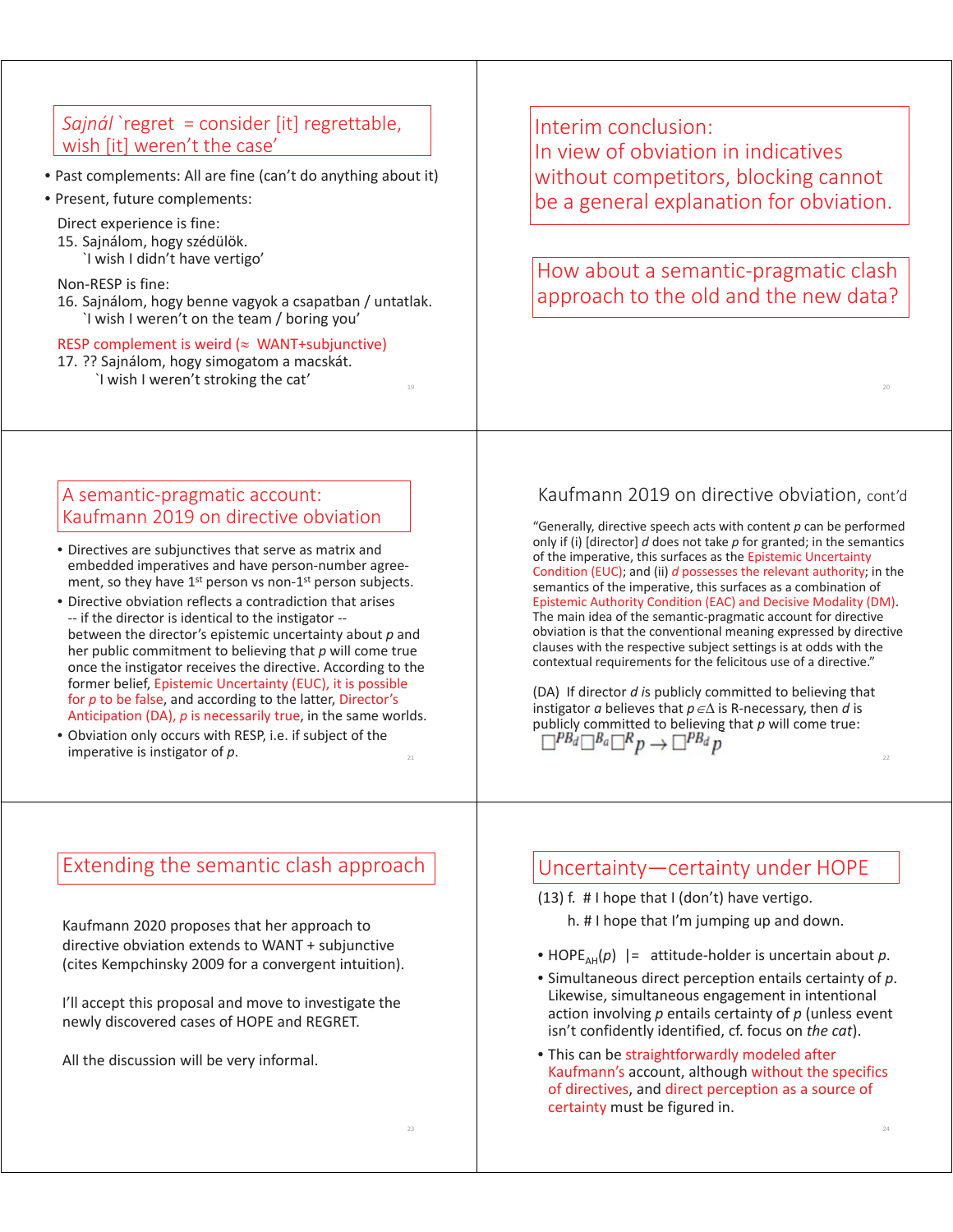## *Sajnál* `regret = consider [it] regrettable, wish [it] weren't the case'

- Past complements: All are fine (can't do anything about it)
- Present, future complements:

Direct experience is fine:

15. Sajnálom, hogy szédülök.
 `I wish I didn't have vertigo'

Non-RESP is fine:

16. Sajnálom, hogy benne vagyok a csapatban / untatlak.
 `I wish I weren't on the team / boring you'

RESP complement is weird (≈ WANT+subjunctive)

17. ?? Sajnálom, hogy simogatom a macskát.
 `I wish I weren't stroking the cat'

## Interim conclusion: In view of obviation in indicatives without competitors, blocking cannot be a general explanation for obviation.

## How about a semantic-pragmatic clash approach to the old and the new data?

## A semantic-pragmatic account: Kaufmann 2019 on directive obviation

- Directives are subjunctives that serve as matrix and embedded imperatives and have person-number agreement, so they have 1st person vs non-1st person subjects.
- Directive obviation reflects a contradiction that arises -- if the director is identical to the instigator -- between the director's epistemic uncertainty about *p* and her public commitment to believing that *p* will come true once the instigator receives the directive. According to the former belief, Epistemic Uncertainty (EUC), it is possible for *p* to be false, and according to the latter, Director's Anticipation (DA), *p* is necessarily true, in the same worlds.
- Obviation only occurs with RESP, i.e. if subject of the imperative is instigator of *p*.

## Kaufmann 2019 on directive obviation, cont'd

"Generally, directive speech acts with content *p* can be performed only if (i) [director] *d* does not take *p* for granted; in the semantics of the imperative, this surfaces as the Epistemic Uncertainty Condition (EUC); and (ii) *d* possesses the relevant authority; in the semantics of the imperative, this surfaces as a combination of Epistemic Authority Condition (EAC) and Decisive Modality (DM). The main idea of the semantic-pragmatic account for directive obviation is that the conventional meaning expressed by directive clauses with the respective subject settings is at odds with the contextual requirements for the felicitous use of a directive."

(DA) If director *d* is publicly committed to believing that instigator *a* believes that $p \in \Delta$ is R-necessary, then *d* is publicly committed to believing that *p* will come true:

$$\Box^{PB_d}\Box^{B_a}\Box^{R}p \rightarrow \Box^{PB_d}p$$

## Extending the semantic clash approach

Kaufmann 2020 proposes that her approach to directive obviation extends to WANT + subjunctive (cites Kempchinsky 2009 for a convergent intuition).

I'll accept this proposal and move to investigate the newly discovered cases of HOPE and REGRET.

All the discussion will be very informal.

## Uncertainty—certainty under HOPE

(13) f. # I hope that I (don't) have vertigo.
 h. # I hope that I'm jumping up and down.

- $\text{HOPE}_{AH}(p)$ |= attitude-holder is uncertain about *p*.
- Simultaneous direct perception entails certainty of *p*. Likewise, simultaneous engagement in intentional action involving *p* entails certainty of *p* (unless event isn't confidently identified, cf. focus on *the cat*).
- This can be straightforwardly modeled after Kaufmann's account, although without the specifics of directives, and direct perception as a source of certainty must be figured in.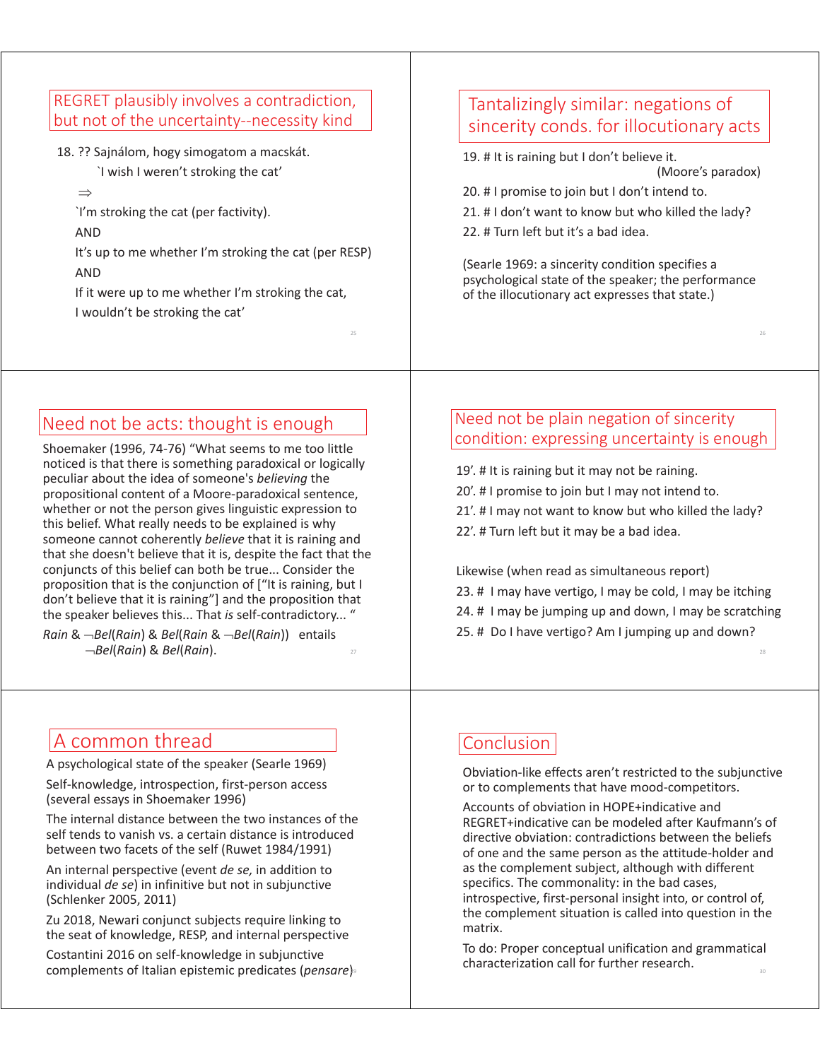## REGRET plausibly involves a contradiction, but not of the uncertainty--necessity kind

18. ?? Sajnálom, hogy simogatom a macskát.
 `I wish I weren't stroking the cat'

 $\Rightarrow$

 `I'm stroking the cat (per factivity).

 AND

 It's up to me whether I'm stroking the cat (per RESP)

 AND

 If it were up to me whether I'm stroking the cat,
 I wouldn't be stroking the cat'

## Tantalizingly similar: negations of sincerity conds. for illocutionary acts

19. # It is raining but I don't believe it. (Moore's paradox)
20. # I promise to join but I don't intend to.
21. # I don't want to know but who killed the lady?
22. # Turn left but it's a bad idea.

(Searle 1969: a sincerity condition specifies a psychological state of the speaker; the performance of the illocutionary act expresses that state.)

## Need not be acts: thought is enough

Shoemaker (1996, 74-76) "What seems to me too little noticed is that there is something paradoxical or logically peculiar about the idea of someone's *believing* the propositional content of a Moore-paradoxical sentence, whether or not the person gives linguistic expression to this belief. What really needs to be explained is why someone cannot coherently *believe* that it is raining and that she doesn't believe that it is, despite the fact that the conjuncts of this belief can both be true... Consider the proposition that is the conjunction of ["It is raining, but I don't believe that it is raining"] and the proposition that the speaker believes this... That *is* self-contradictory... "

$Rain$ & $\neg Bel(Rain)$ & $Bel(Rain$ & $\neg Bel(Rain))$ entails
 $\neg Bel(Rain)$ & $Bel(Rain)$.

## Need not be plain negation of sincerity condition: expressing uncertainty is enough

19′. # It is raining but it may not be raining.
20′. # I promise to join but I may not intend to.
21′. # I may not want to know but who killed the lady?
22′. # Turn left but it may be a bad idea.

Likewise (when read as simultaneous report)

23. # I may have vertigo, I may be cold, I may be itching
24. # I may be jumping up and down, I may be scratching
25. # Do I have vertigo? Am I jumping up and down?

## A common thread

A psychological state of the speaker (Searle 1969)

Self-knowledge, introspection, first-person access (several essays in Shoemaker 1996)

The internal distance between the two instances of the self tends to vanish vs. a certain distance is introduced between two facets of the self (Ruwet 1984/1991)

An internal perspective (event *de se,* in addition to individual *de se*) in infinitive but not in subjunctive (Schlenker 2005, 2011)

Zu 2018, Newari conjunct subjects require linking to the seat of knowledge, RESP, and internal perspective

Costantini 2016 on self-knowledge in subjunctive complements of Italian epistemic predicates (*pensare*)

## Conclusion

Obviation-like effects aren't restricted to the subjunctive or to complements that have mood-competitors.

Accounts of obviation in HOPE+indicative and REGRET+indicative can be modeled after Kaufmann's of directive obviation: contradictions between the beliefs of one and the same person as the attitude-holder and as the complement subject, although with different specifics. The commonality: in the bad cases, introspective, first-personal insight into, or control of, the complement situation is called into question in the matrix.

To do: Proper conceptual unification and grammatical characterization call for further research.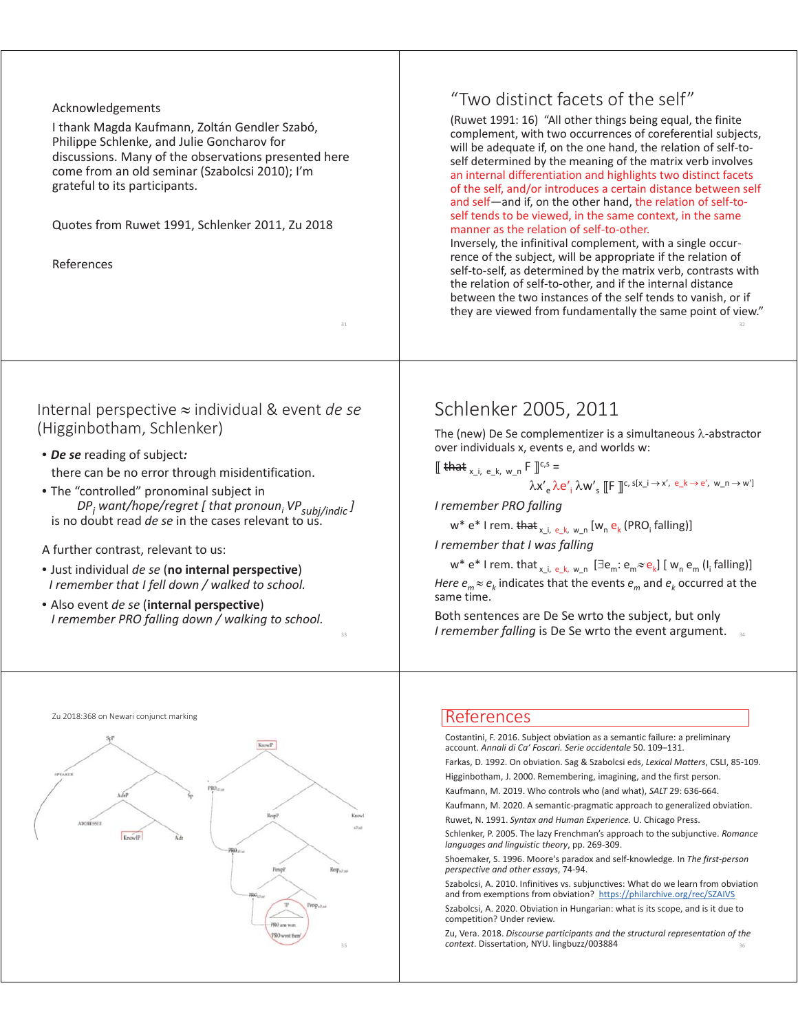Acknowledgements

I thank Magda Kaufmann, Zoltán Gendler Szabó, Philippe Schlenke, and Julie Goncharov for discussions. Many of the observations presented here come from an old seminar (Szabolcsi 2010); I'm grateful to its participants.

Quotes from Ruwet 1991, Schlenker 2011, Zu 2018

References

## "Two distinct facets of the self"

(Ruwet 1991: 16) "All other things being equal, the finite complement, with two occurrences of coreferential subjects, will be adequate if, on the one hand, the relation of self-to-self determined by the meaning of the matrix verb involves an internal differentiation and highlights two distinct facets of the self, and/or introduces a certain distance between self and self—and if, on the other hand, the relation of self-to-self tends to be viewed, in the same context, in the same manner as the relation of self-to-other.
Inversely, the infinitival complement, with a single occurrence of the subject, will be appropriate if the relation of self-to-self, as determined by the matrix verb, contrasts with the relation of self-to-other, and if the internal distance between the two instances of the self tends to vanish, or if they are viewed from fundamentally the same point of view."

## Internal perspective ≈ individual & event *de se* (Higginbotham, Schlenker)

- ***De se*** **reading of subject*:***
  there can be no error through misidentification.
- The "controlled" pronominal subject in
  *$DP_i$ want/hope/regret [ that $pronoun_i$ $VP_{subj/indic}$ ]*
  is no doubt read *de se* in the cases relevant to us.

A further contrast, relevant to us:

- Just individual *de se* (**no internal perspective**)
  *I remember that I fell down / walked to school.*
- Also event *de se* (**internal perspective**)
  *I remember PRO falling down / walking to school.*

## Schlenker 2005, 2011

The (new) De Se complementizer is a simultaneous λ-abstractor over individuals x, events e, and worlds w:

$[\![ \text{~~that~~}_{x\_i,\ e\_k,\ w\_n}\ F ]\!]^{c,s} =$

$\lambda x'_e\ \lambda e'_i\ \lambda w'_s\ [\![F]\!]^{c,\ s[x\_i \to x',\ e\_k \to e',\ w\_n \to w']}$

*I remember PRO falling*

$w^*\ e^*$ I rem. ~~that~~$_{x\_i,\ e\_k,\ w\_n}$ $[w_n\ e_k\ (PRO_i \text{ falling})]$

*I remember that I was falling*

$w^*\ e^*$ I rem. that$_{x\_i,\ e\_k,\ w\_n}$ $[\exists e_m: e_m \approx e_k]\ [\ w_n\ e_m\ (I_i \text{ falling})]$

Here $e_m \approx e_k$ indicates that the events $e_m$ and $e_k$ occurred at the same time.

Both sentences are De Se wrto the subject, but only *I remember falling* is De Se wrto the event argument.

Zu 2018:368 on Newari conjunct marking

SpP
SPEAKER
AddrP
Sp
ADDRESSEE
KnowlP
Adr
KnowlP
$PRO_{i/j,sp}$
RespP
Knowl
$PRO_{i/j,ad}$
PerspP
$Resp_{i/j,ad}$
$PRO_{i/j,ad}$
$Persp_{i/j,ad}$
TP
PRO ana was
PRO went there

## References

Costantini, F. 2016. Subject obviation as a semantic failure: a preliminary account. *Annali di Ca' Foscari. Serie occidentale* 50. 109–131.

Farkas, D. 1992. On obviation. Sag & Szabolcsi eds, *Lexical Matters*, CSLI, 85-109.

Higginbotham, J. 2000. Remembering, imagining, and the first person.

Kaufmann, M. 2019. Who controls who (and what), *SALT* 29: 636-664.

Kaufmann, M. 2020. A semantic-pragmatic approach to generalized obviation.

Ruwet, N. 1991. *Syntax and Human Experience.* U. Chicago Press.

Schlenker, P. 2005. The lazy Frenchman's approach to the subjunctive. *Romance languages and linguistic theory*, pp. 269-309.

Shoemaker, S. 1996. Moore's paradox and self-knowledge. In *The first-person perspective and other essays*, 74-94.

Szabolcsi, A. 2010. Infinitives vs. subjunctives: What do we learn from obviation and from exemptions from obviation? https://philarchive.org/rec/SZAIVS

Szabolcsi, A. 2020. Obviation in Hungarian: what is its scope, and is it due to competition? Under review.

Zu, Vera. 2018. *Discourse participants and the structural representation of the context*. Dissertation, NYU. lingbuzz/003884